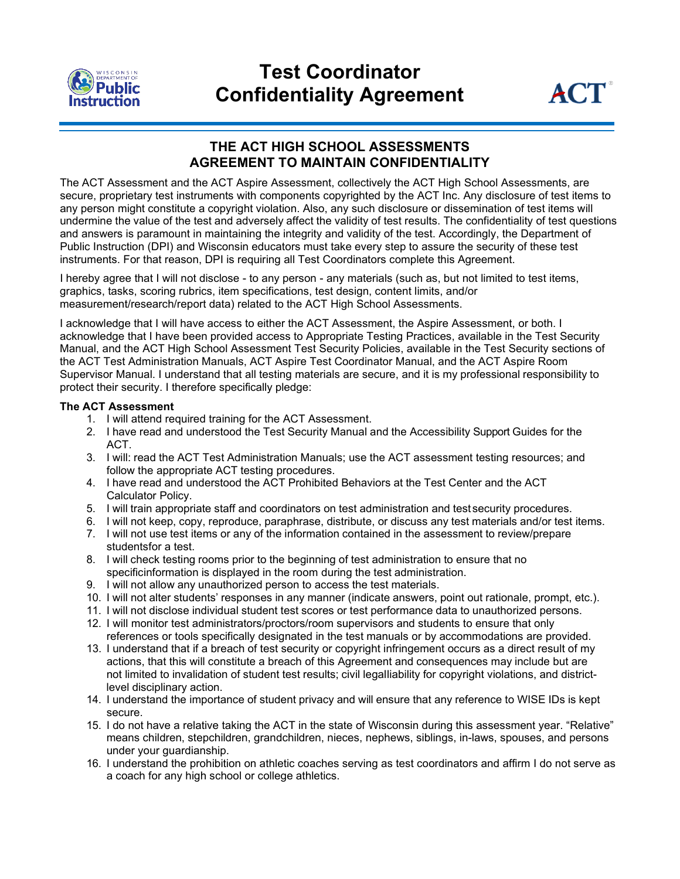# Test Coordinator Confidentiality Agreement

## THE ACT HIGH SCHOOL ASSESSMENTS AGREEMENT TO MAINTAIN CONFIDENTIALITY

The ACT Assessment and the ACT Aspire Assessment, collectively the ACT High School Assessments, are secure, proprietary test instruments with components copyrighted by the ACT Inc. Any disclosure of test items to any person might constitute a copyright violation. Also, any such disclosure or dissemination of test items will undermine the value of the test and adversely affect the validity of test results. The confidentiality of test questions and answers is paramount in maintaining the integrity and validity of the test. Accordingly, the Department of Public Instruction (DPI) and Wisconsin educators must take every step to assure the security of these test instruments. For that reason, DPI is requiring all Test Coordinators complete this Agreement.

I hereby agree that I will not disclose - to any person - any materials (such as, but not limited to test items, graphics, tasks, scoring rubrics, item specifications, test design, content limits, and/or measurement/research/report data) related to the ACT High School Assessments.

I acknowledge that I will have access to either the ACT Assessment, the Aspire Assessment, or both. I acknowledge that I have been provided access to Appropriate Testing Practices, available in the Test Security Manual, and the ACT High School Assessment Test Security Policies, available in the Test Security sections of the ACT Test Administration Manuals, ACT Aspire Test Coordinator Manual, and the ACT Aspire Room Supervisor Manual. I understand that all testing materials are secure, and it is my professional responsibility to protect their security. I therefore specifically pledge:

**The ACT Assessment**

1. I will attend required training for the ACT Assessment.
2. I have read and understood the Test Security Manual and the Accessibility Support Guides for the ACT.
3. I will: read the ACT Test Administration Manuals; use the ACT assessment testing resources; and follow the appropriate ACT testing procedures.
4. I have read and understood the ACT Prohibited Behaviors at the Test Center and the ACT Calculator Policy.
5. I will train appropriate staff and coordinators on test administration and test security procedures.
6. I will not keep, copy, reproduce, paraphrase, distribute, or discuss any test materials and/or test items.
7. I will not use test items or any of the information contained in the assessment to review/prepare studentsfor a test.
8. I will check testing rooms prior to the beginning of test administration to ensure that no specificinformation is displayed in the room during the test administration.
9. I will not allow any unauthorized person to access the test materials.
10. I will not alter students' responses in any manner (indicate answers, point out rationale, prompt, etc.).
11. I will not disclose individual student test scores or test performance data to unauthorized persons.
12. I will monitor test administrators/proctors/room supervisors and students to ensure that only references or tools specifically designated in the test manuals or by accommodations are provided.
13. I understand that if a breach of test security or copyright infringement occurs as a direct result of my actions, that this will constitute a breach of this Agreement and consequences may include but are not limited to invalidation of student test results; civil legalliability for copyright violations, and district-level disciplinary action.
14. I understand the importance of student privacy and will ensure that any reference to WISE IDs is kept secure.
15. I do not have a relative taking the ACT in the state of Wisconsin during this assessment year. "Relative" means children, stepchildren, grandchildren, nieces, nephews, siblings, in-laws, spouses, and persons under your guardianship.
16. I understand the prohibition on athletic coaches serving as test coordinators and affirm I do not serve as a coach for any high school or college athletics.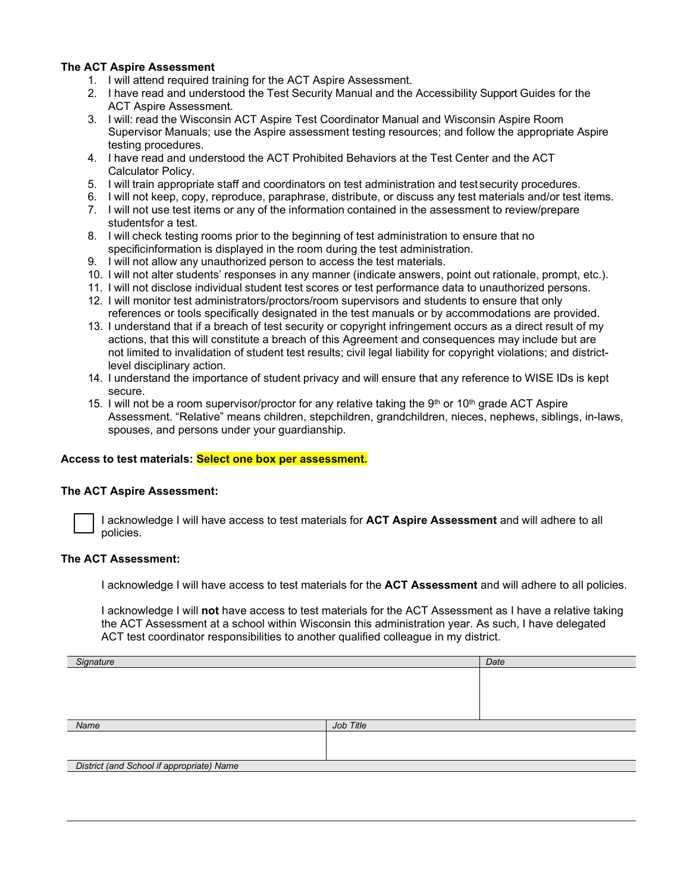**The ACT Aspire Assessment**

1. I will attend required training for the ACT Aspire Assessment.
2. I have read and understood the Test Security Manual and the Accessibility Support Guides for the ACT Aspire Assessment.
3. I will: read the Wisconsin ACT Aspire Test Coordinator Manual and Wisconsin Aspire Room Supervisor Manuals; use the Aspire assessment testing resources; and follow the appropriate Aspire testing procedures.
4. I have read and understood the ACT Prohibited Behaviors at the Test Center and the ACT Calculator Policy.
5. I will train appropriate staff and coordinators on test administration and test security procedures.
6. I will not keep, copy, reproduce, paraphrase, distribute, or discuss any test materials and/or test items.
7. I will not use test items or any of the information contained in the assessment to review/prepare studentsfor a test.
8. I will check testing rooms prior to the beginning of test administration to ensure that no specificinformation is displayed in the room during the test administration.
9. I will not allow any unauthorized person to access the test materials.
10. I will not alter students' responses in any manner (indicate answers, point out rationale, prompt, etc.).
11. I will not disclose individual student test scores or test performance data to unauthorized persons.
12. I will monitor test administrators/proctors/room supervisors and students to ensure that only references or tools specifically designated in the test manuals or by accommodations are provided.
13. I understand that if a breach of test security or copyright infringement occurs as a direct result of my actions, that this will constitute a breach of this Agreement and consequences may include but are not limited to invalidation of student test results; civil legal liability for copyright violations; and district-level disciplinary action.
14. I understand the importance of student privacy and will ensure that any reference to WISE IDs is kept secure.
15. I will not be a room supervisor/proctor for any relative taking the 9th or 10th grade ACT Aspire Assessment. "Relative" means children, stepchildren, grandchildren, nieces, nephews, siblings, in-laws, spouses, and persons under your guardianship.

**Access to test materials: Select one box per assessment.**

**The ACT Aspire Assessment:**

☐ I acknowledge I will have access to test materials for **ACT Aspire Assessment** and will adhere to all policies.

**The ACT Assessment:**

I acknowledge I will have access to test materials for the **ACT Assessment** and will adhere to all policies.

I acknowledge I will **not** have access to test materials for the ACT Assessment as I have a relative taking the ACT Assessment at a school within Wisconsin this administration year. As such, I have delegated ACT test coordinator responsibilities to another qualified colleague in my district.

| *Signature* | *Date* |
|---|---|
| | |

| *Name* | *Job Title* |
|---|---|
| | |

| *District (and School if appropriate) Name* |
|---|
| |